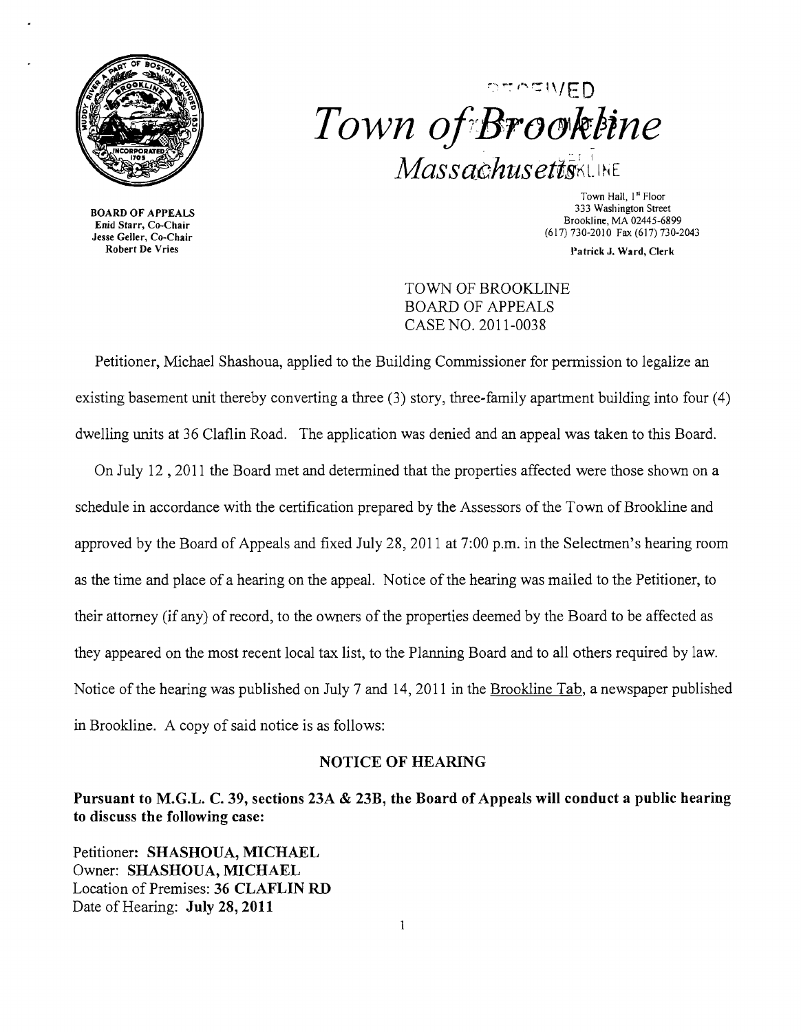# Town of Brookline

## Massachusetts

BOARD OF APPEALS
Enid Starr, Co-Chair
Jesse Geller, Co-Chair
Robert De Vries

Town Hall, 1st Floor
333 Washington Street
Brookline, MA 02445-6899
(617) 730-2010 Fax (617) 730-2043

Patrick J. Ward, Clerk

TOWN OF BROOKLINE
BOARD OF APPEALS
CASE NO. 2011-0038

Petitioner, Michael Shashoua, applied to the Building Commissioner for permission to legalize an existing basement unit thereby converting a three (3) story, three-family apartment building into four (4) dwelling units at 36 Claflin Road. The application was denied and an appeal was taken to this Board.

On July 12 , 2011 the Board met and determined that the properties affected were those shown on a schedule in accordance with the certification prepared by the Assessors of the Town of Brookline and approved by the Board of Appeals and fixed July 28, 2011 at 7:00 p.m. in the Selectmen's hearing room as the time and place of a hearing on the appeal. Notice of the hearing was mailed to the Petitioner, to their attorney (if any) of record, to the owners of the properties deemed by the Board to be affected as they appeared on the most recent local tax list, to the Planning Board and to all others required by law. Notice of the hearing was published on July 7 and 14, 2011 in the Brookline Tab, a newspaper published in Brookline. A copy of said notice is as follows:

### NOTICE OF HEARING

**Pursuant to M.G.L. C. 39, sections 23A & 23B, the Board of Appeals will conduct a public hearing to discuss the following case:**

Petitioner: **SHASHOUA, MICHAEL**
Owner: **SHASHOUA, MICHAEL**
Location of Premises: **36 CLAFLIN RD**
Date of Hearing: **July 28, 2011**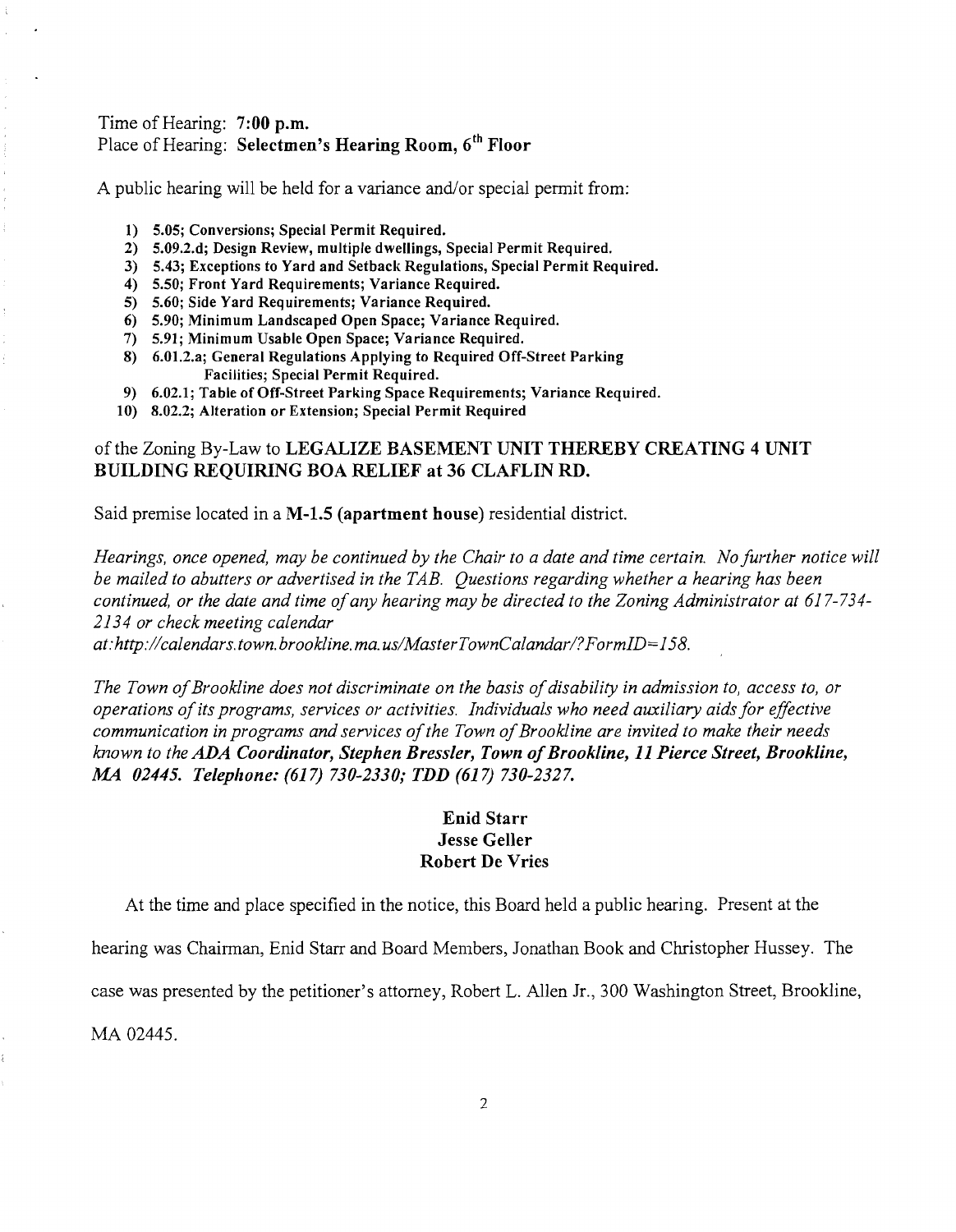Time of Hearing: **7:00 p.m.**
Place of Hearing: **Selectmen's Hearing Room, 6th Floor**

A public hearing will be held for a variance and/or special permit from:

1) **5.05; Conversions; Special Permit Required.**
2) **5.09.2.d; Design Review, multiple dwellings, Special Permit Required.**
3) **5.43; Exceptions to Yard and Setback Regulations, Special Permit Required.**
4) **5.50; Front Yard Requirements; Variance Required.**
5) **5.60; Side Yard Requirements; Variance Required.**
6) **5.90; Minimum Landscaped Open Space; Variance Required.**
7) **5.91; Minimum Usable Open Space; Variance Required.**
8) **6.01.2.a; General Regulations Applying to Required Off-Street Parking Facilities; Special Permit Required.**
9) **6.02.1; Table of Off-Street Parking Space Requirements; Variance Required.**
10) **8.02.2; Alteration or Extension; Special Permit Required**

of the Zoning By-Law to **LEGALIZE BASEMENT UNIT THEREBY CREATING 4 UNIT BUILDING REQUIRING BOA RELIEF at 36 CLAFLIN RD.**

Said premise located in a **M-1.5 (apartment house)** residential district.

*Hearings, once opened, may be continued by the Chair to a date and time certain. No further notice will be mailed to abutters or advertised in the TAB. Questions regarding whether a hearing has been continued, or the date and time of any hearing may be directed to the Zoning Administrator at 617-734-2134 or check meeting calendar at:http://calendars.town.brookline.ma.us/MasterTownCalandar/?FormID=158.*

*The Town of Brookline does not discriminate on the basis of disability in admission to, access to, or operations of its programs, services or activities. Individuals who need auxiliary aids for effective communication in programs and services of the Town of Brookline are invited to make their needs known to the* ***ADA Coordinator, Stephen Bressler, Town of Brookline, 11 Pierce Street, Brookline, MA 02445. Telephone: (617) 730-2330; TDD (617) 730-2327.***

**Enid Starr**
**Jesse Geller**
**Robert De Vries**

At the time and place specified in the notice, this Board held a public hearing. Present at the hearing was Chairman, Enid Starr and Board Members, Jonathan Book and Christopher Hussey. The case was presented by the petitioner's attorney, Robert L. Allen Jr., 300 Washington Street, Brookline, MA 02445.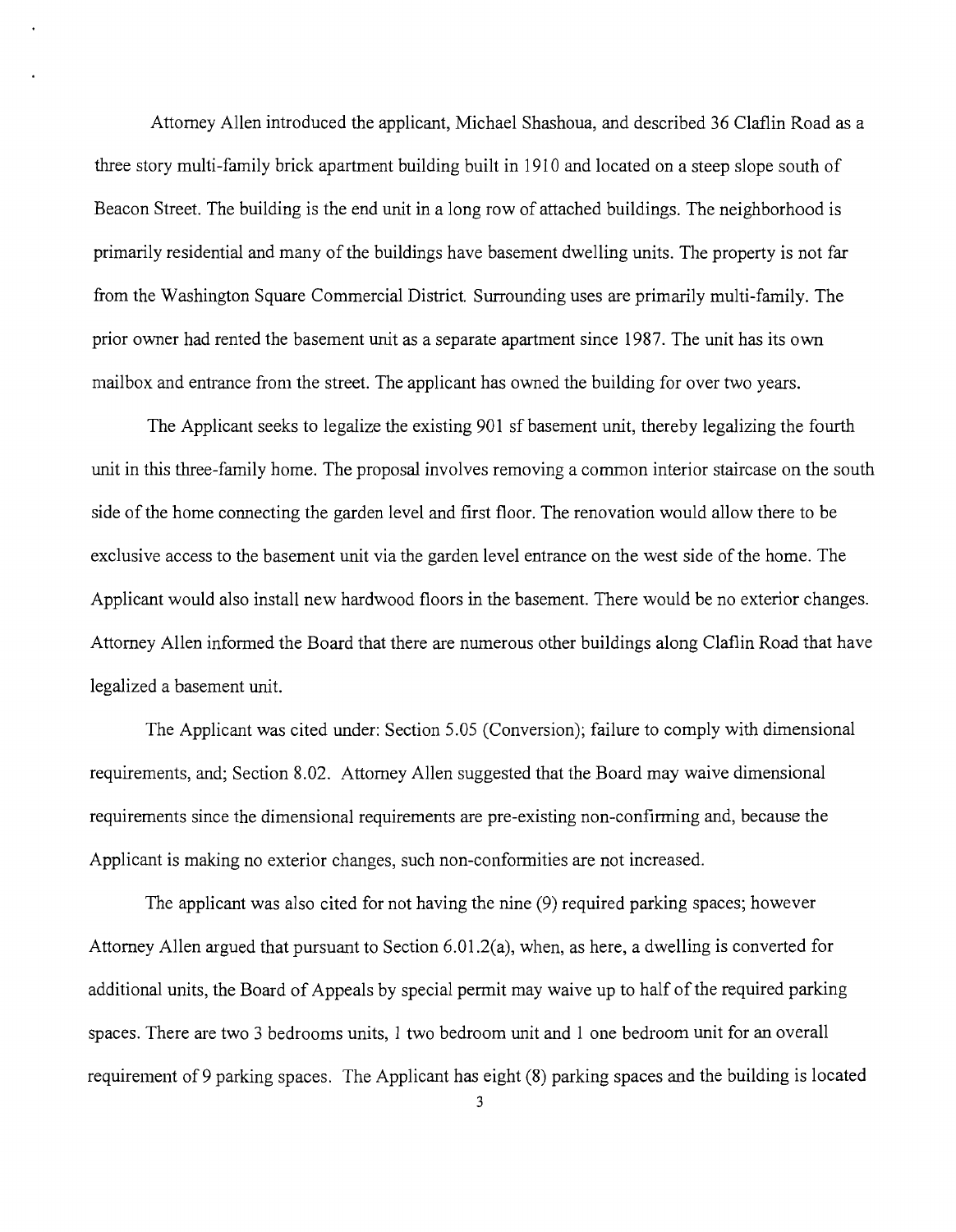Attorney Allen introduced the applicant, Michael Shashoua, and described 36 Claflin Road as a three story multi-family brick apartment building built in 1910 and located on a steep slope south of Beacon Street. The building is the end unit in a long row of attached buildings. The neighborhood is primarily residential and many of the buildings have basement dwelling units. The property is not far from the Washington Square Commercial District. Surrounding uses are primarily multi-family. The prior owner had rented the basement unit as a separate apartment since 1987. The unit has its own mailbox and entrance from the street. The applicant has owned the building for over two years.

The Applicant seeks to legalize the existing 901 sf basement unit, thereby legalizing the fourth unit in this three-family home. The proposal involves removing a common interior staircase on the south side of the home connecting the garden level and first floor. The renovation would allow there to be exclusive access to the basement unit via the garden level entrance on the west side of the home. The Applicant would also install new hardwood floors in the basement. There would be no exterior changes. Attorney Allen informed the Board that there are numerous other buildings along Claflin Road that have legalized a basement unit.

The Applicant was cited under: Section 5.05 (Conversion); failure to comply with dimensional requirements, and; Section 8.02. Attorney Allen suggested that the Board may waive dimensional requirements since the dimensional requirements are pre-existing non-confirming and, because the Applicant is making no exterior changes, such non-conformities are not increased.

The applicant was also cited for not having the nine (9) required parking spaces; however Attorney Allen argued that pursuant to Section 6.01.2(a), when, as here, a dwelling is converted for additional units, the Board of Appeals by special permit may waive up to half of the required parking spaces. There are two 3 bedrooms units, 1 two bedroom unit and 1 one bedroom unit for an overall requirement of 9 parking spaces. The Applicant has eight (8) parking spaces and the building is located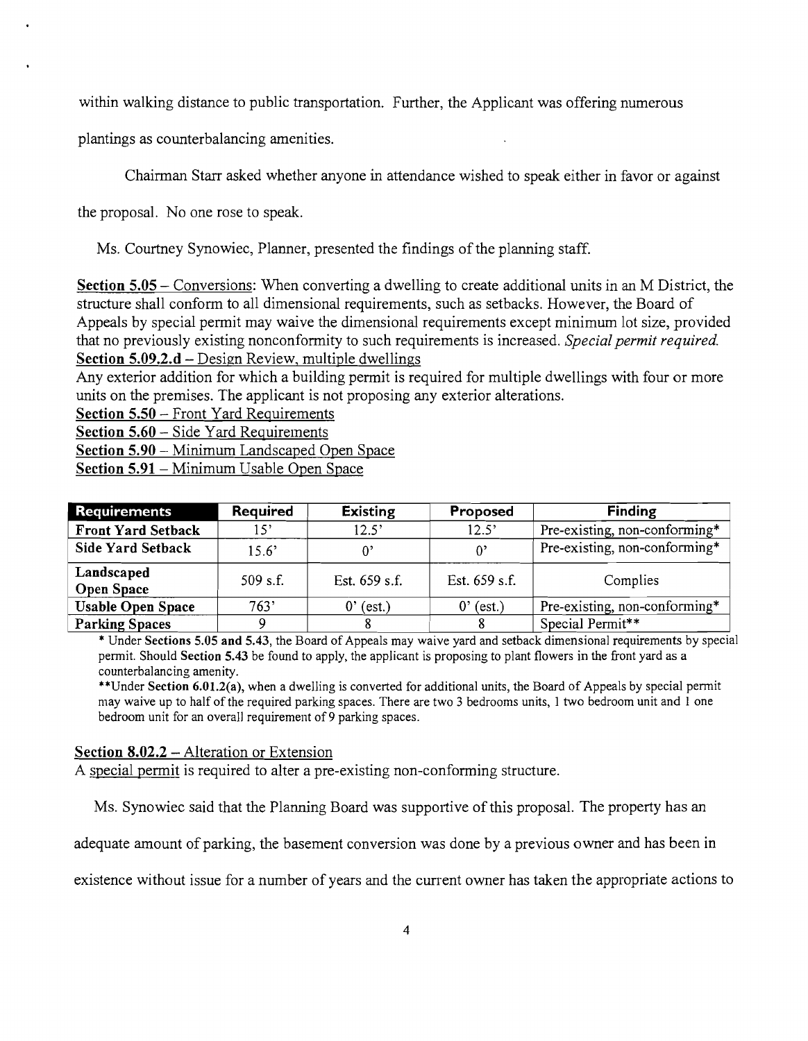within walking distance to public transportation. Further, the Applicant was offering numerous plantings as counterbalancing amenities.

Chairman Starr asked whether anyone in attendance wished to speak either in favor or against the proposal. No one rose to speak.

Ms. Courtney Synowiec, Planner, presented the findings of the planning staff.

<u>**Section 5.05**</u> – Conversions: When converting a dwelling to create additional units in an M District, the structure shall conform to all dimensional requirements, such as setbacks. However, the Board of Appeals by special permit may waive the dimensional requirements except minimum lot size, provided that no previously existing nonconformity to such requirements is increased. *Special permit required.*

<u>**Section 5.09.2.d** – Design Review, multiple dwellings</u>

Any exterior addition for which a building permit is required for multiple dwellings with four or more units on the premises. The applicant is not proposing any exterior alterations.

<u>**Section 5.50** – Front Yard Requirements</u>

<u>**Section 5.60** – Side Yard Requirements</u>

<u>**Section 5.90** – Minimum Landscaped Open Space</u>

<u>**Section 5.91** – Minimum Usable Open Space</u>

| Requirements | Required | Existing | Proposed | Finding |
|---|---|---|---|---|
| **Front Yard Setback** | 15' | 12.5' | 12.5' | Pre-existing, non-conforming* |
| **Side Yard Setback** | 15.6' | 0' | 0' | Pre-existing, non-conforming* |
| **Landscaped Open Space** | 509 s.f. | Est. 659 s.f. | Est. 659 s.f. | Complies |
| **Usable Open Space** | 763' | 0' (est.) | 0' (est.) | Pre-existing, non-conforming* |
| **Parking Spaces** | 9 | 8 | 8 | Special Permit** |

\* Under **Sections 5.05 and 5.43**, the Board of Appeals may waive yard and setback dimensional requirements by special permit. Should **Section 5.43** be found to apply, the applicant is proposing to plant flowers in the front yard as a counterbalancing amenity.

\*\*Under **Section 6.01.2(a)**, when a dwelling is converted for additional units, the Board of Appeals by special permit may waive up to half of the required parking spaces. There are two 3 bedrooms units, 1 two bedroom unit and 1 one bedroom unit for an overall requirement of 9 parking spaces.

<u>**Section 8.02.2** – Alteration or Extension</u>

A <u>special permit</u> is required to alter a pre-existing non-conforming structure.

Ms. Synowiec said that the Planning Board was supportive of this proposal. The property has an adequate amount of parking, the basement conversion was done by a previous owner and has been in existence without issue for a number of years and the current owner has taken the appropriate actions to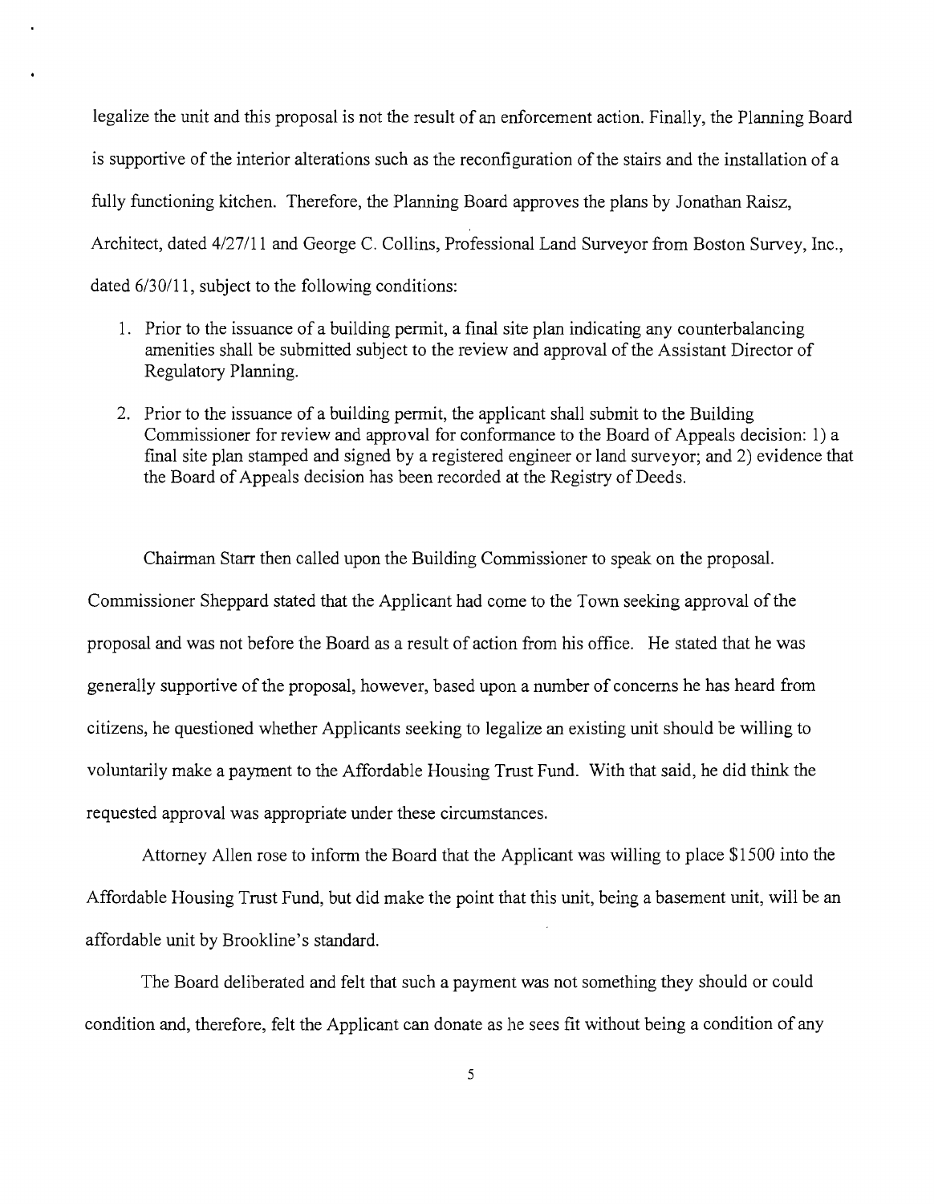legalize the unit and this proposal is not the result of an enforcement action. Finally, the Planning Board is supportive of the interior alterations such as the reconfiguration of the stairs and the installation of a fully functioning kitchen. Therefore, the Planning Board approves the plans by Jonathan Raisz, Architect, dated 4/27/11 and George C. Collins, Professional Land Surveyor from Boston Survey, Inc., dated 6/30/11, subject to the following conditions:

1. Prior to the issuance of a building permit, a final site plan indicating any counterbalancing amenities shall be submitted subject to the review and approval of the Assistant Director of Regulatory Planning.
2. Prior to the issuance of a building permit, the applicant shall submit to the Building Commissioner for review and approval for conformance to the Board of Appeals decision: 1) a final site plan stamped and signed by a registered engineer or land surveyor; and 2) evidence that the Board of Appeals decision has been recorded at the Registry of Deeds.

Chairman Starr then called upon the Building Commissioner to speak on the proposal. Commissioner Sheppard stated that the Applicant had come to the Town seeking approval of the proposal and was not before the Board as a result of action from his office. He stated that he was generally supportive of the proposal, however, based upon a number of concerns he has heard from citizens, he questioned whether Applicants seeking to legalize an existing unit should be willing to voluntarily make a payment to the Affordable Housing Trust Fund. With that said, he did think the requested approval was appropriate under these circumstances.

Attorney Allen rose to inform the Board that the Applicant was willing to place $1500 into the Affordable Housing Trust Fund, but did make the point that this unit, being a basement unit, will be an affordable unit by Brookline's standard.

The Board deliberated and felt that such a payment was not something they should or could condition and, therefore, felt the Applicant can donate as he sees fit without being a condition of any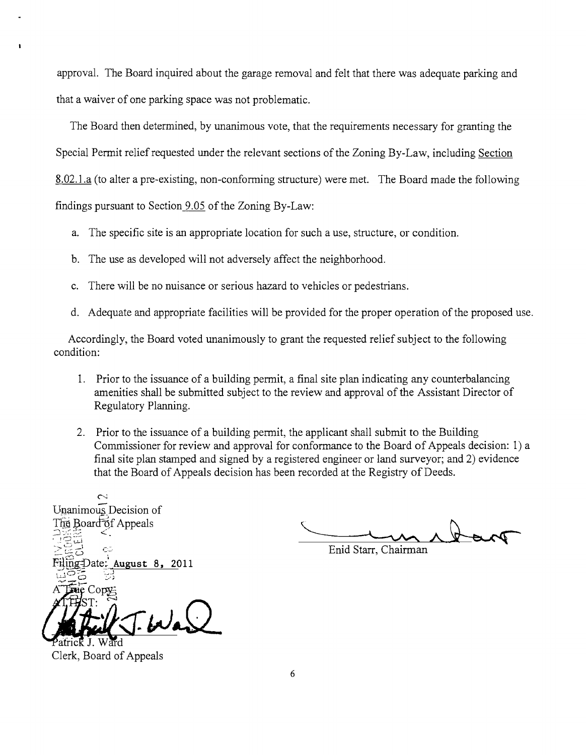approval. The Board inquired about the garage removal and felt that there was adequate parking and that a waiver of one parking space was not problematic.

The Board then determined, by unanimous vote, that the requirements necessary for granting the Special Permit relief requested under the relevant sections of the Zoning By-Law, including Section 8.02.1.a (to alter a pre-existing, non-conforming structure) were met. The Board made the following findings pursuant to Section 9.05 of the Zoning By-Law:

a. The specific site is an appropriate location for such a use, structure, or condition.

b. The use as developed will not adversely affect the neighborhood.

c. There will be no nuisance or serious hazard to vehicles or pedestrians.

d. Adequate and appropriate facilities will be provided for the proper operation of the proposed use.

Accordingly, the Board voted unanimously to grant the requested relief subject to the following condition:

1. Prior to the issuance of a building permit, a final site plan indicating any counterbalancing amenities shall be submitted subject to the review and approval of the Assistant Director of Regulatory Planning.

2. Prior to the issuance of a building permit, the applicant shall submit to the Building Commissioner for review and approval for conformance to the Board of Appeals decision: 1) a final site plan stamped and signed by a registered engineer or land surveyor; and 2) evidence that the Board of Appeals decision has been recorded at the Registry of Deeds.

Unanimous Decision of
The Board of Appeals

Enid Starr, Chairman

Filing Date: August 8, 2011

A True Copy
ATTEST:

Patrick J. Ward
Clerk, Board of Appeals